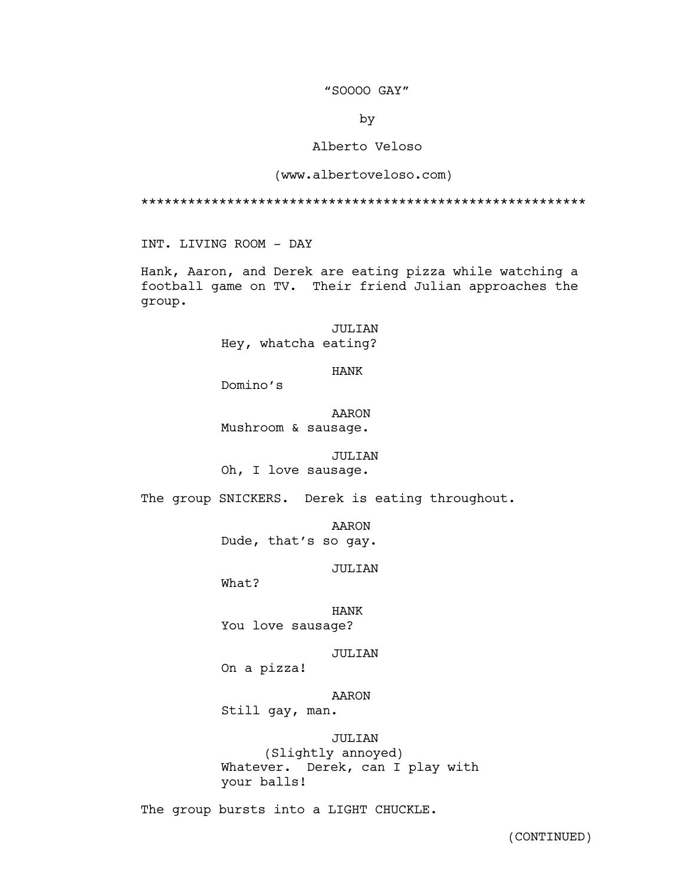"SOOOO GAY"

by

Alberto Veloso

(www.albertoveloso.com)

********************************************************

INT. LIVING ROOM - DAY

Hank, Aaron, and Derek are eating pizza while watching a football game on TV. Their friend Julian approaches the group.

JULIAN
Hey, whatcha eating?

HANK
Domino's

AARON
Mushroom & sausage.

JULIAN
Oh, I love sausage.

The group SNICKERS. Derek is eating throughout.

AARON
Dude, that's so gay.

JULIAN
What?

HANK
You love sausage?

JULIAN
On a pizza!

AARON
Still gay, man.

JULIAN
(Slightly annoyed)
Whatever. Derek, can I play with your balls!

The group bursts into a LIGHT CHUCKLE.

(CONTINUED)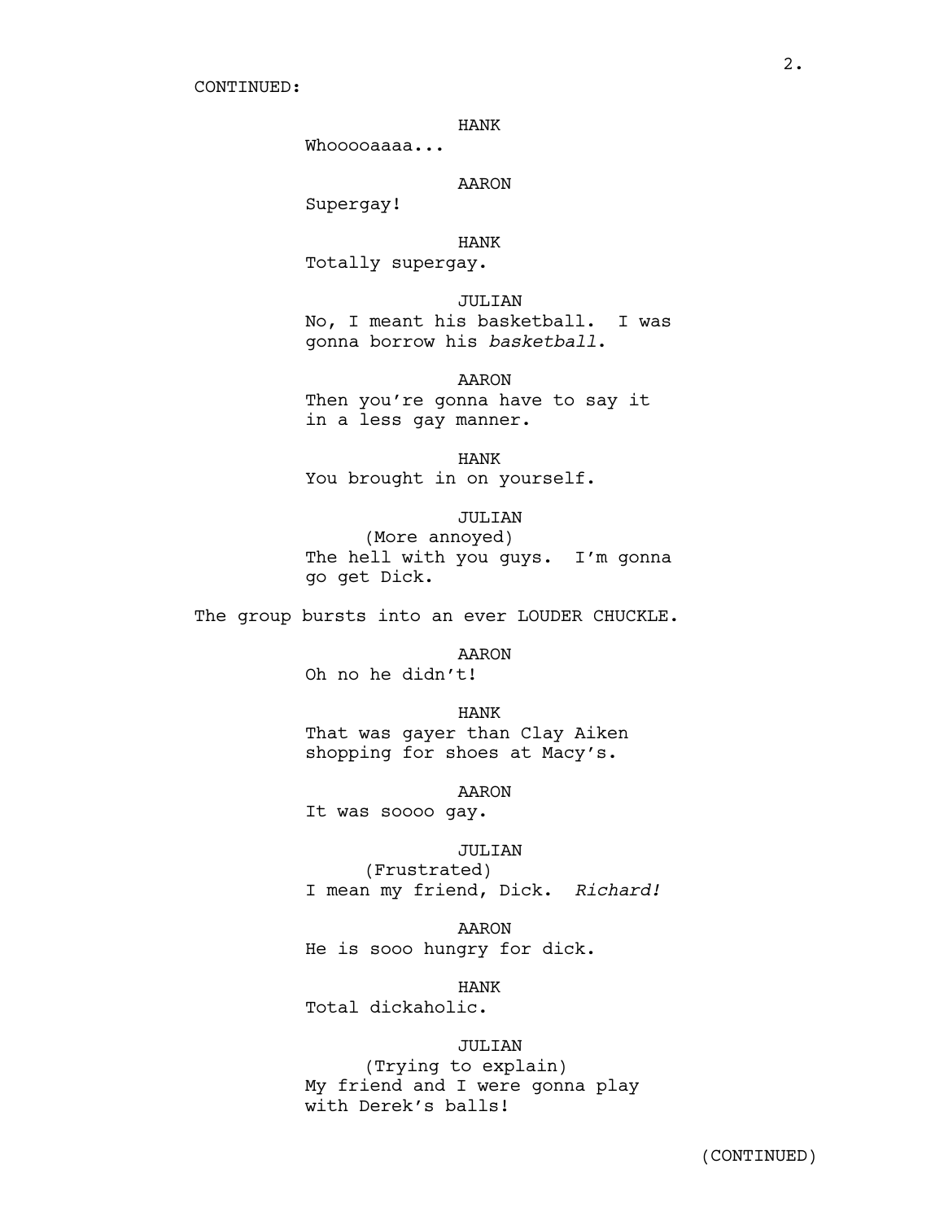CONTINUED:

HANK
Whooooaaaa...

AARON
Supergay!

HANK
Totally supergay.

JULIAN
No, I meant his basketball. I was gonna borrow his *basketball*.

AARON
Then you're gonna have to say it in a less gay manner.

HANK
You brought in on yourself.

JULIAN
(More annoyed)
The hell with you guys. I'm gonna go get Dick.

The group bursts into an ever LOUDER CHUCKLE.

AARON
Oh no he didn't!

HANK
That was gayer than Clay Aiken shopping for shoes at Macy's.

AARON
It was soooo gay.

JULIAN
(Frustrated)
I mean my friend, Dick. *Richard!*

AARON
He is sooo hungry for dick.

HANK
Total dickaholic.

JULIAN
(Trying to explain)
My friend and I were gonna play with Derek's balls!

(CONTINUED)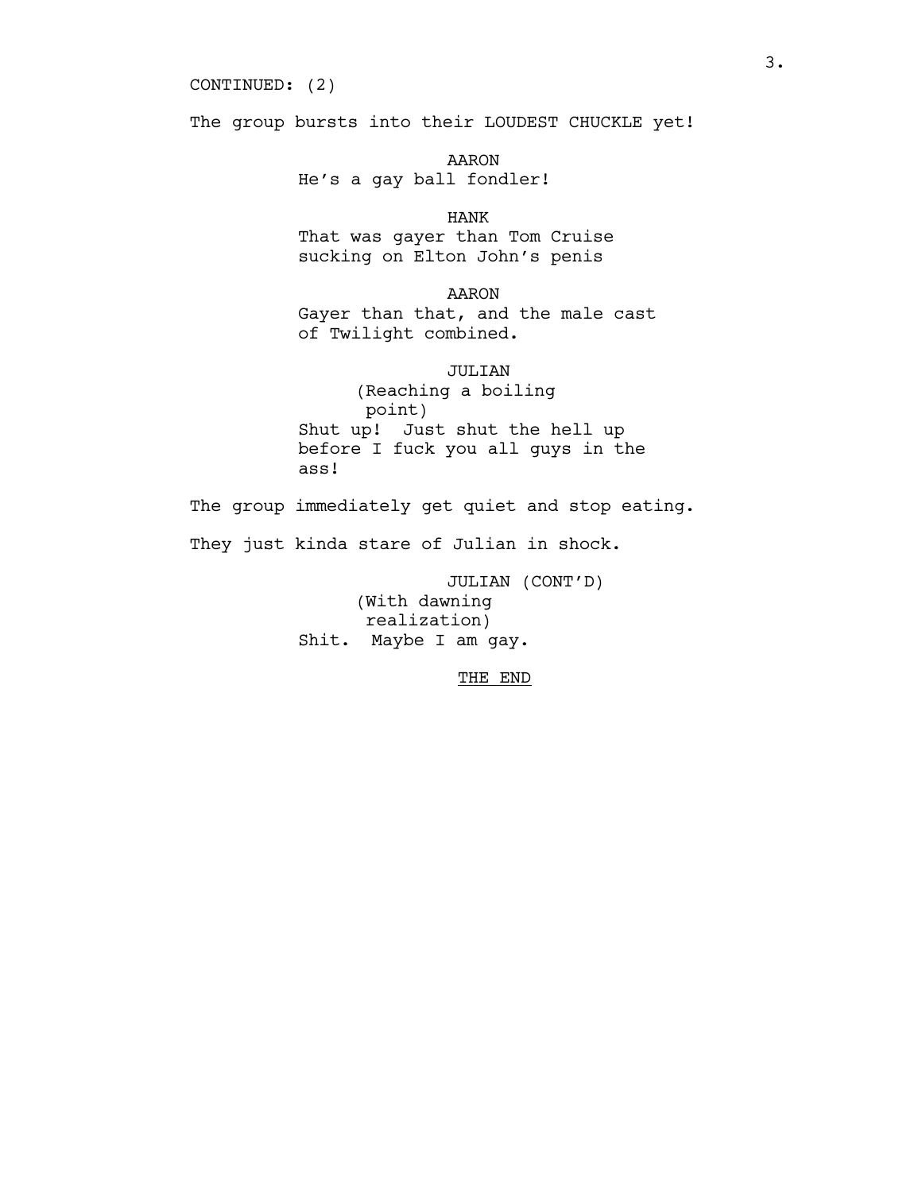CONTINUED: (2)

The group bursts into their LOUDEST CHUCKLE yet!

AARON
He's a gay ball fondler!

HANK
That was gayer than Tom Cruise sucking on Elton John's penis

AARON
Gayer than that, and the male cast of Twilight combined.

JULIAN
(Reaching a boiling point)
Shut up! Just shut the hell up before I fuck you all guys in the ass!

The group immediately get quiet and stop eating.

They just kinda stare of Julian in shock.

JULIAN (CONT'D)
(With dawning realization)
Shit. Maybe I am gay.

THE END